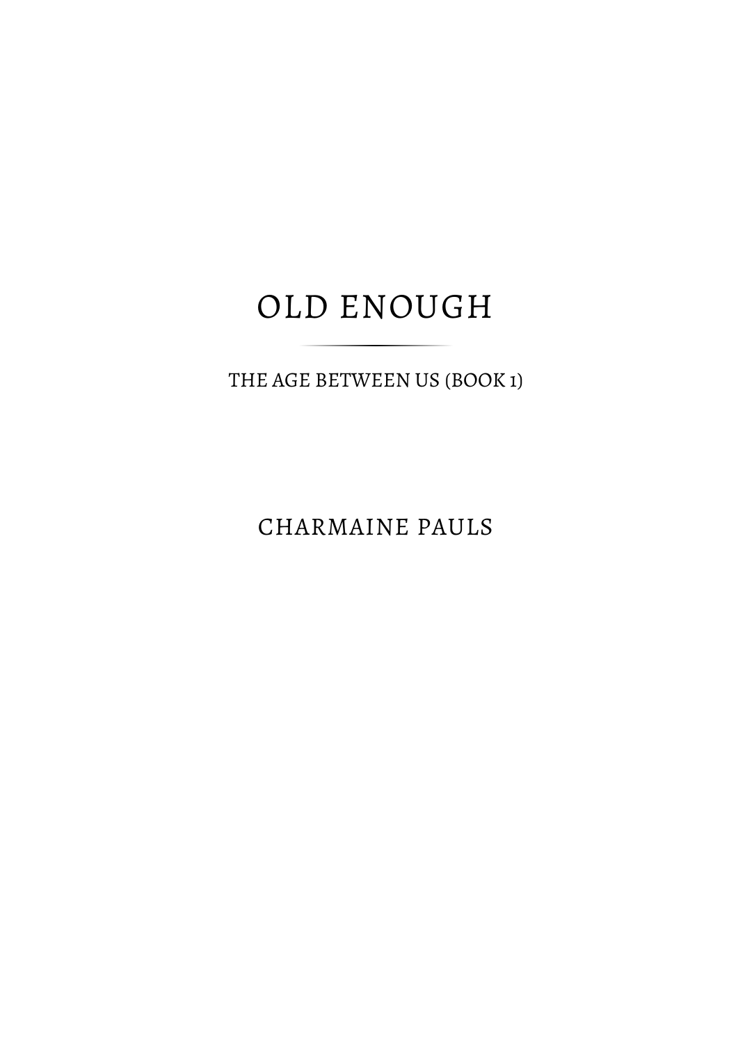# OLD ENOUGH

THE AGE BETWEEN US (BOOK 1)

CHARMAINE PAULS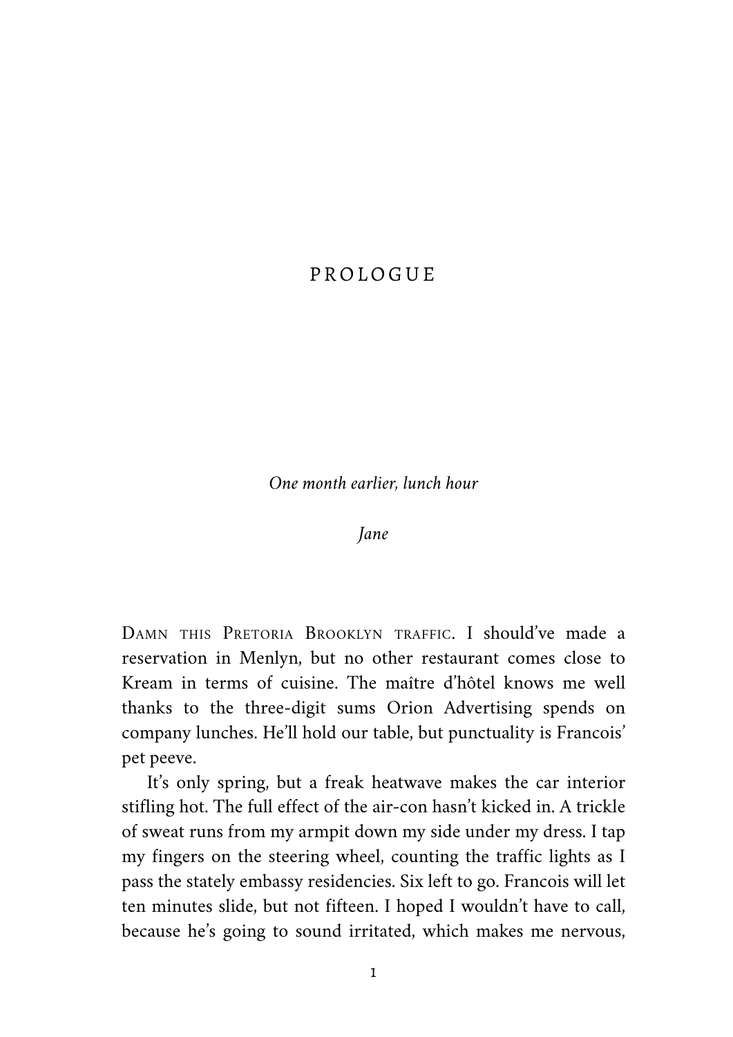# PROLOGUE

*One month earlier, lunch hour*

*Jane*

DAMN THIS PRETORIA BROOKLYN TRAFFIC. I should've made a reservation in Menlyn, but no other restaurant comes close to Kream in terms of cuisine. The maître d'hôtel knows me well thanks to the three-digit sums Orion Advertising spends on company lunches. He'll hold our table, but punctuality is Francois' pet peeve.

It's only spring, but a freak heatwave makes the car interior stifling hot. The full effect of the air-con hasn't kicked in. A trickle of sweat runs from my armpit down my side under my dress. I tap my fingers on the steering wheel, counting the traffic lights as I pass the stately embassy residencies. Six left to go. Francois will let ten minutes slide, but not fifteen. I hoped I wouldn't have to call, because he's going to sound irritated, which makes me nervous,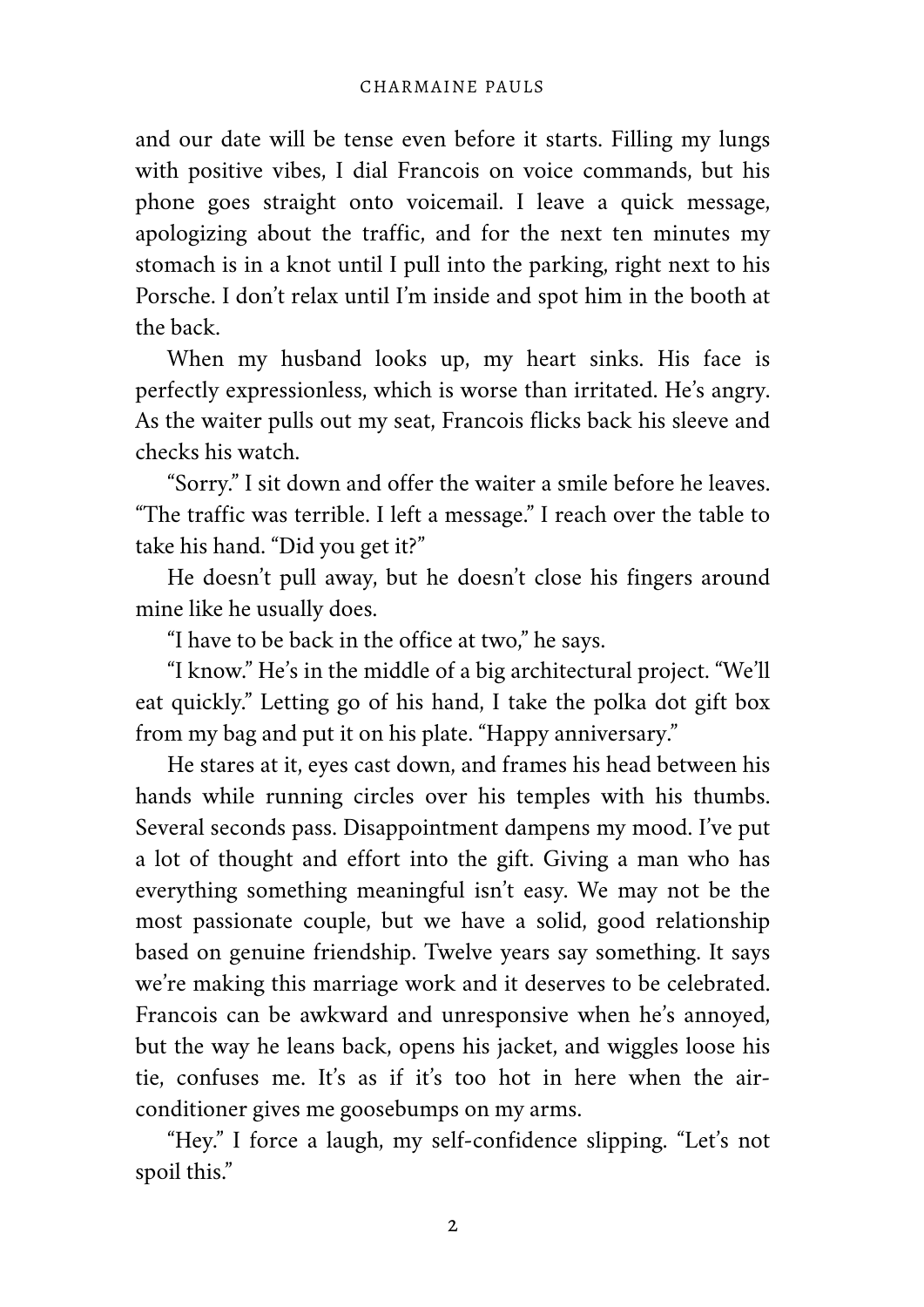and our date will be tense even before it starts. Filling my lungs with positive vibes, I dial Francois on voice commands, but his phone goes straight onto voicemail. I leave a quick message, apologizing about the traffic, and for the next ten minutes my stomach is in a knot until I pull into the parking, right next to his Porsche. I don't relax until I'm inside and spot him in the booth at the back.

When my husband looks up, my heart sinks. His face is perfectly expressionless, which is worse than irritated. He's angry. As the waiter pulls out my seat, Francois flicks back his sleeve and checks his watch.

"Sorry." I sit down and offer the waiter a smile before he leaves. "The traffic was terrible. I left a message." I reach over the table to take his hand. "Did you get it?"

He doesn't pull away, but he doesn't close his fingers around mine like he usually does.

"I have to be back in the office at two," he says.

"I know." He's in the middle of a big architectural project. "We'll eat quickly." Letting go of his hand, I take the polka dot gift box from my bag and put it on his plate. "Happy anniversary."

He stares at it, eyes cast down, and frames his head between his hands while running circles over his temples with his thumbs. Several seconds pass. Disappointment dampens my mood. I've put a lot of thought and effort into the gift. Giving a man who has everything something meaningful isn't easy. We may not be the most passionate couple, but we have a solid, good relationship based on genuine friendship. Twelve years say something. It says we're making this marriage work and it deserves to be celebrated. Francois can be awkward and unresponsive when he's annoyed, but the way he leans back, opens his jacket, and wiggles loose his tie, confuses me. It's as if it's too hot in here when the air-conditioner gives me goosebumps on my arms.

"Hey." I force a laugh, my self-confidence slipping. "Let's not spoil this."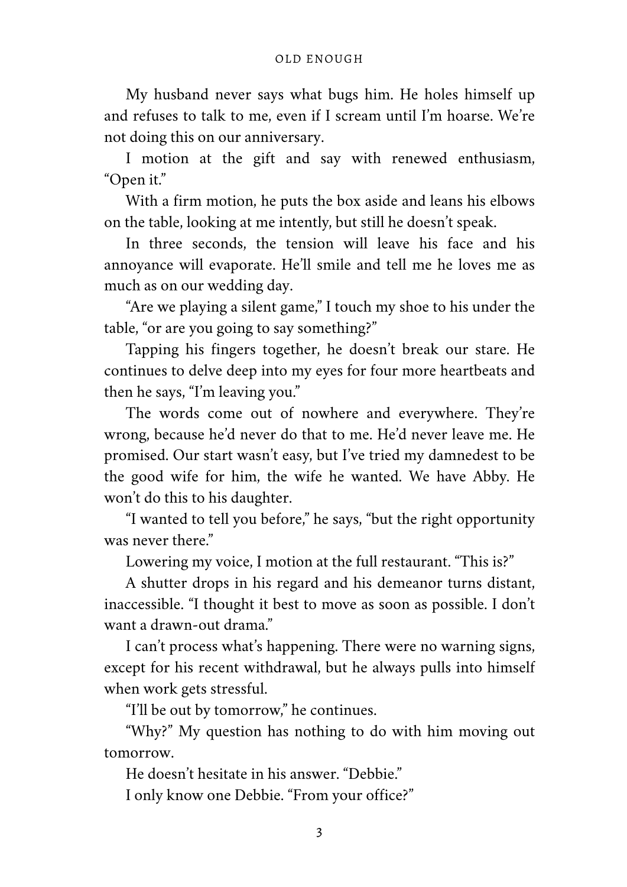My husband never says what bugs him. He holes himself up and refuses to talk to me, even if I scream until I'm hoarse. We're not doing this on our anniversary.

I motion at the gift and say with renewed enthusiasm, "Open it."

With a firm motion, he puts the box aside and leans his elbows on the table, looking at me intently, but still he doesn't speak.

In three seconds, the tension will leave his face and his annoyance will evaporate. He'll smile and tell me he loves me as much as on our wedding day.

"Are we playing a silent game," I touch my shoe to his under the table, "or are you going to say something?"

Tapping his fingers together, he doesn't break our stare. He continues to delve deep into my eyes for four more heartbeats and then he says, "I'm leaving you."

The words come out of nowhere and everywhere. They're wrong, because he'd never do that to me. He'd never leave me. He promised. Our start wasn't easy, but I've tried my damnedest to be the good wife for him, the wife he wanted. We have Abby. He won't do this to his daughter.

"I wanted to tell you before," he says, "but the right opportunity was never there."

Lowering my voice, I motion at the full restaurant. "This is?"

A shutter drops in his regard and his demeanor turns distant, inaccessible. "I thought it best to move as soon as possible. I don't want a drawn-out drama."

I can't process what's happening. There were no warning signs, except for his recent withdrawal, but he always pulls into himself when work gets stressful.

"I'll be out by tomorrow," he continues.

"Why?" My question has nothing to do with him moving out tomorrow.

He doesn't hesitate in his answer. "Debbie."

I only know one Debbie. "From your office?"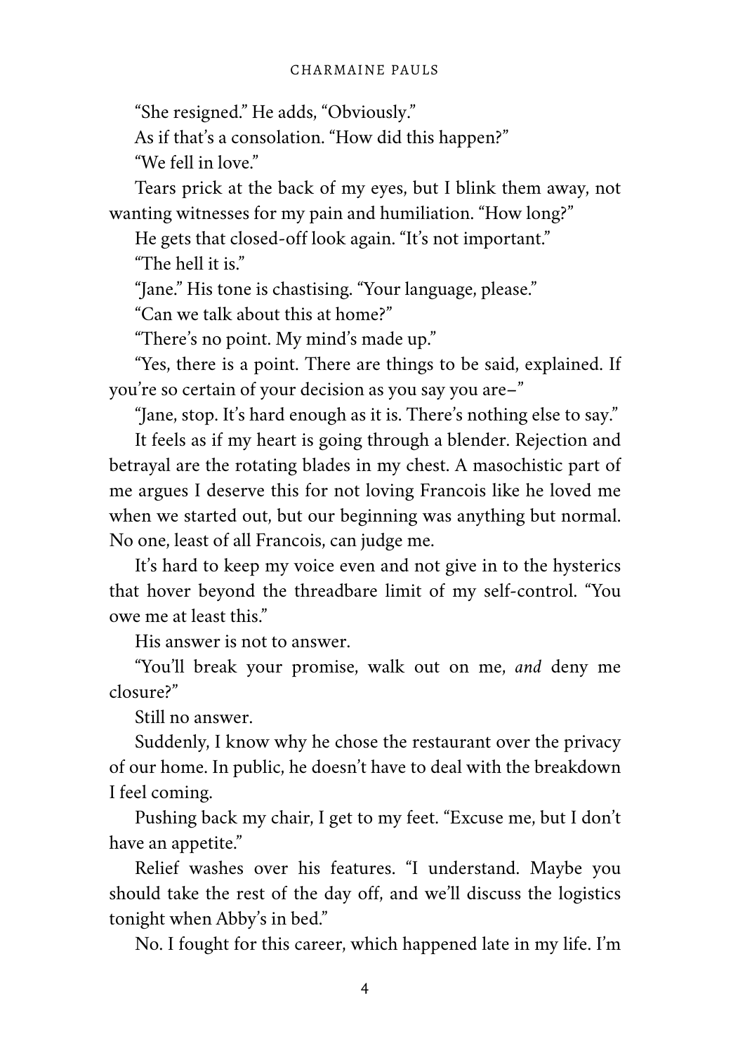"She resigned." He adds, "Obviously."

As if that's a consolation. "How did this happen?"

"We fell in love."

Tears prick at the back of my eyes, but I blink them away, not wanting witnesses for my pain and humiliation. "How long?"

He gets that closed-off look again. "It's not important."

"The hell it is."

"Jane." His tone is chastising. "Your language, please."

"Can we talk about this at home?"

"There's no point. My mind's made up."

"Yes, there is a point. There are things to be said, explained. If you're so certain of your decision as you say you are–"

"Jane, stop. It's hard enough as it is. There's nothing else to say."

It feels as if my heart is going through a blender. Rejection and betrayal are the rotating blades in my chest. A masochistic part of me argues I deserve this for not loving Francois like he loved me when we started out, but our beginning was anything but normal. No one, least of all Francois, can judge me.

It's hard to keep my voice even and not give in to the hysterics that hover beyond the threadbare limit of my self-control. "You owe me at least this."

His answer is not to answer.

"You'll break your promise, walk out on me, *and* deny me closure?"

Still no answer.

Suddenly, I know why he chose the restaurant over the privacy of our home. In public, he doesn't have to deal with the breakdown I feel coming.

Pushing back my chair, I get to my feet. "Excuse me, but I don't have an appetite."

Relief washes over his features. "I understand. Maybe you should take the rest of the day off, and we'll discuss the logistics tonight when Abby's in bed."

No. I fought for this career, which happened late in my life. I'm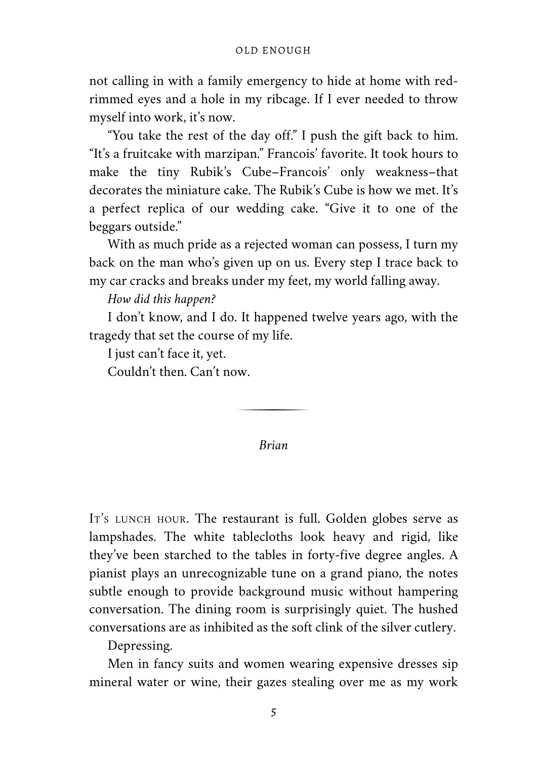not calling in with a family emergency to hide at home with red-rimmed eyes and a hole in my ribcage. If I ever needed to throw myself into work, it's now.

"You take the rest of the day off." I push the gift back to him. "It's a fruitcake with marzipan." Francois' favorite. It took hours to make the tiny Rubik's Cube–Francois' only weakness–that decorates the miniature cake. The Rubik's Cube is how we met. It's a perfect replica of our wedding cake. "Give it to one of the beggars outside."

With as much pride as a rejected woman can possess, I turn my back on the man who's given up on us. Every step I trace back to my car cracks and breaks under my feet, my world falling away.

*How did this happen?*

I don't know, and I do. It happened twelve years ago, with the tragedy that set the course of my life.

I just can't face it, yet.

Couldn't then. Can't now.

---

*Brian*

IT'S LUNCH HOUR. The restaurant is full. Golden globes serve as lampshades. The white tablecloths look heavy and rigid, like they've been starched to the tables in forty-five degree angles. A pianist plays an unrecognizable tune on a grand piano, the notes subtle enough to provide background music without hampering conversation. The dining room is surprisingly quiet. The hushed conversations are as inhibited as the soft clink of the silver cutlery.

Depressing.

Men in fancy suits and women wearing expensive dresses sip mineral water or wine, their gazes stealing over me as my work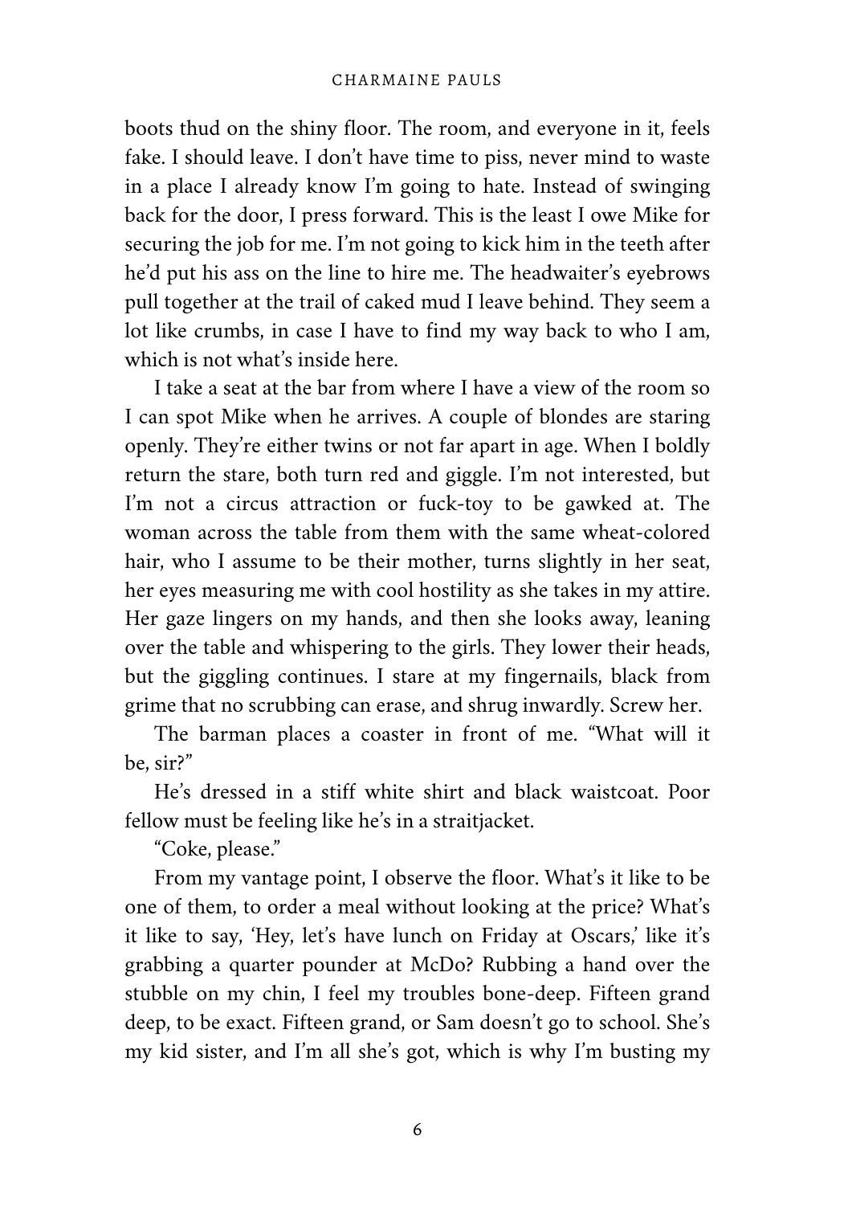boots thud on the shiny floor. The room, and everyone in it, feels fake. I should leave. I don't have time to piss, never mind to waste in a place I already know I'm going to hate. Instead of swinging back for the door, I press forward. This is the least I owe Mike for securing the job for me. I'm not going to kick him in the teeth after he'd put his ass on the line to hire me. The headwaiter's eyebrows pull together at the trail of caked mud I leave behind. They seem a lot like crumbs, in case I have to find my way back to who I am, which is not what's inside here.

I take a seat at the bar from where I have a view of the room so I can spot Mike when he arrives. A couple of blondes are staring openly. They're either twins or not far apart in age. When I boldly return the stare, both turn red and giggle. I'm not interested, but I'm not a circus attraction or fuck-toy to be gawked at. The woman across the table from them with the same wheat-colored hair, who I assume to be their mother, turns slightly in her seat, her eyes measuring me with cool hostility as she takes in my attire. Her gaze lingers on my hands, and then she looks away, leaning over the table and whispering to the girls. They lower their heads, but the giggling continues. I stare at my fingernails, black from grime that no scrubbing can erase, and shrug inwardly. Screw her.

The barman places a coaster in front of me. "What will it be, sir?"

He's dressed in a stiff white shirt and black waistcoat. Poor fellow must be feeling like he's in a straitjacket.

"Coke, please."

From my vantage point, I observe the floor. What's it like to be one of them, to order a meal without looking at the price? What's it like to say, 'Hey, let's have lunch on Friday at Oscars,' like it's grabbing a quarter pounder at McDo? Rubbing a hand over the stubble on my chin, I feel my troubles bone-deep. Fifteen grand deep, to be exact. Fifteen grand, or Sam doesn't go to school. She's my kid sister, and I'm all she's got, which is why I'm busting my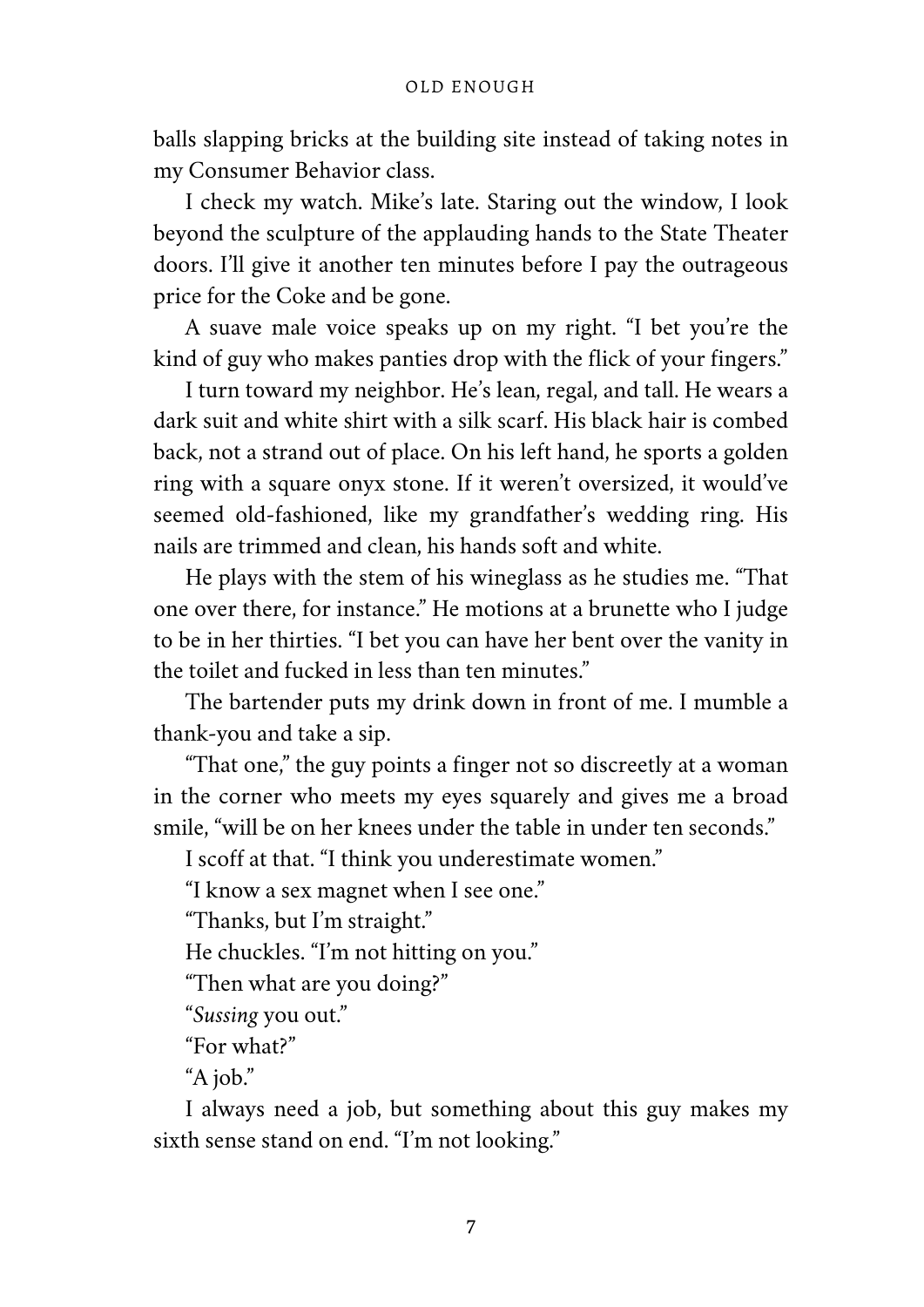balls slapping bricks at the building site instead of taking notes in my Consumer Behavior class.

I check my watch. Mike's late. Staring out the window, I look beyond the sculpture of the applauding hands to the State Theater doors. I'll give it another ten minutes before I pay the outrageous price for the Coke and be gone.

A suave male voice speaks up on my right. "I bet you're the kind of guy who makes panties drop with the flick of your fingers."

I turn toward my neighbor. He's lean, regal, and tall. He wears a dark suit and white shirt with a silk scarf. His black hair is combed back, not a strand out of place. On his left hand, he sports a golden ring with a square onyx stone. If it weren't oversized, it would've seemed old-fashioned, like my grandfather's wedding ring. His nails are trimmed and clean, his hands soft and white.

He plays with the stem of his wineglass as he studies me. "That one over there, for instance." He motions at a brunette who I judge to be in her thirties. "I bet you can have her bent over the vanity in the toilet and fucked in less than ten minutes."

The bartender puts my drink down in front of me. I mumble a thank-you and take a sip.

"That one," the guy points a finger not so discreetly at a woman in the corner who meets my eyes squarely and gives me a broad smile, "will be on her knees under the table in under ten seconds."

I scoff at that. "I think you underestimate women."

"I know a sex magnet when I see one."

"Thanks, but I'm straight."

He chuckles. "I'm not hitting on you."

"Then what are you doing?"

"*Sussing* you out."

"For what?"

"A job."

I always need a job, but something about this guy makes my sixth sense stand on end. "I'm not looking."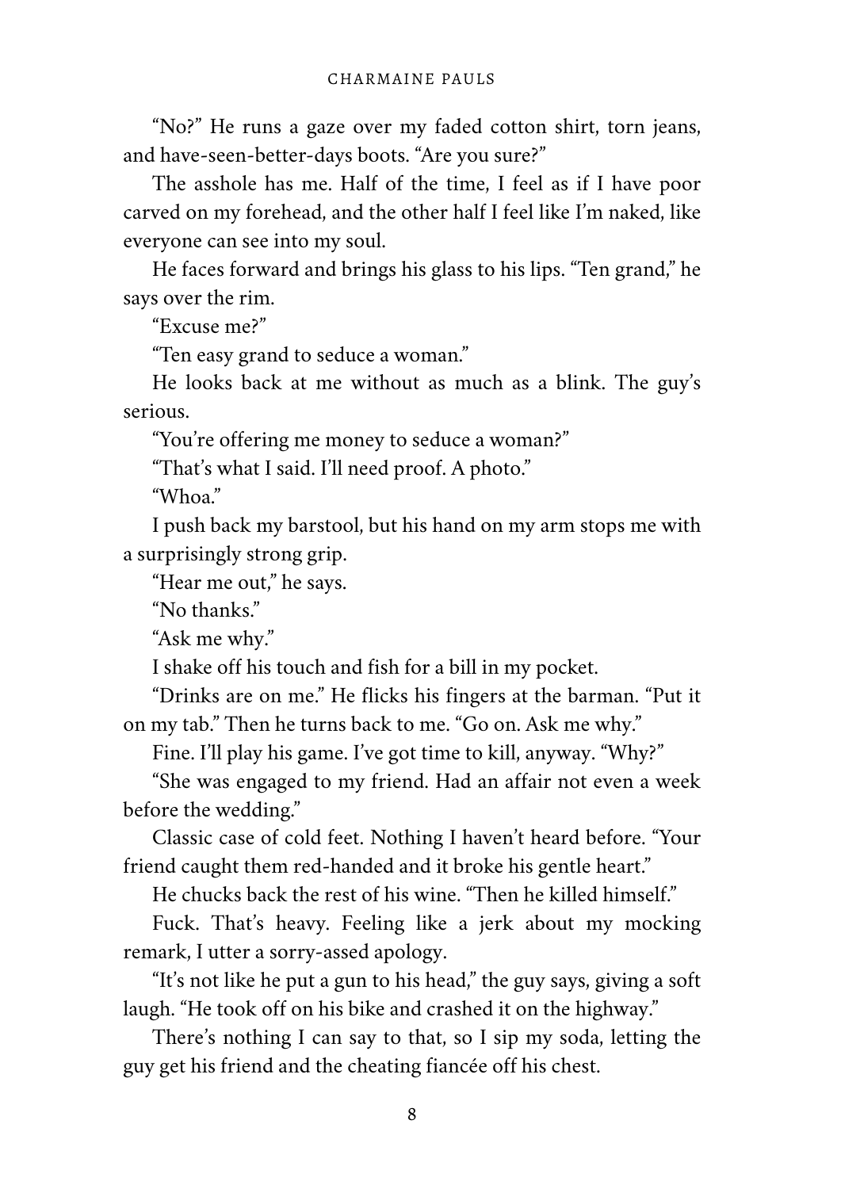"No?" He runs a gaze over my faded cotton shirt, torn jeans, and have-seen-better-days boots. "Are you sure?"

The asshole has me. Half of the time, I feel as if I have poor carved on my forehead, and the other half I feel like I'm naked, like everyone can see into my soul.

He faces forward and brings his glass to his lips. "Ten grand," he says over the rim.

"Excuse me?"

"Ten easy grand to seduce a woman."

He looks back at me without as much as a blink. The guy's serious.

"You're offering me money to seduce a woman?"

"That's what I said. I'll need proof. A photo."

"Whoa."

I push back my barstool, but his hand on my arm stops me with a surprisingly strong grip.

"Hear me out," he says.

"No thanks."

"Ask me why."

I shake off his touch and fish for a bill in my pocket.

"Drinks are on me." He flicks his fingers at the barman. "Put it on my tab." Then he turns back to me. "Go on. Ask me why."

Fine. I'll play his game. I've got time to kill, anyway. "Why?"

"She was engaged to my friend. Had an affair not even a week before the wedding."

Classic case of cold feet. Nothing I haven't heard before. "Your friend caught them red-handed and it broke his gentle heart."

He chucks back the rest of his wine. "Then he killed himself."

Fuck. That's heavy. Feeling like a jerk about my mocking remark, I utter a sorry-assed apology.

"It's not like he put a gun to his head," the guy says, giving a soft laugh. "He took off on his bike and crashed it on the highway."

There's nothing I can say to that, so I sip my soda, letting the guy get his friend and the cheating fiancée off his chest.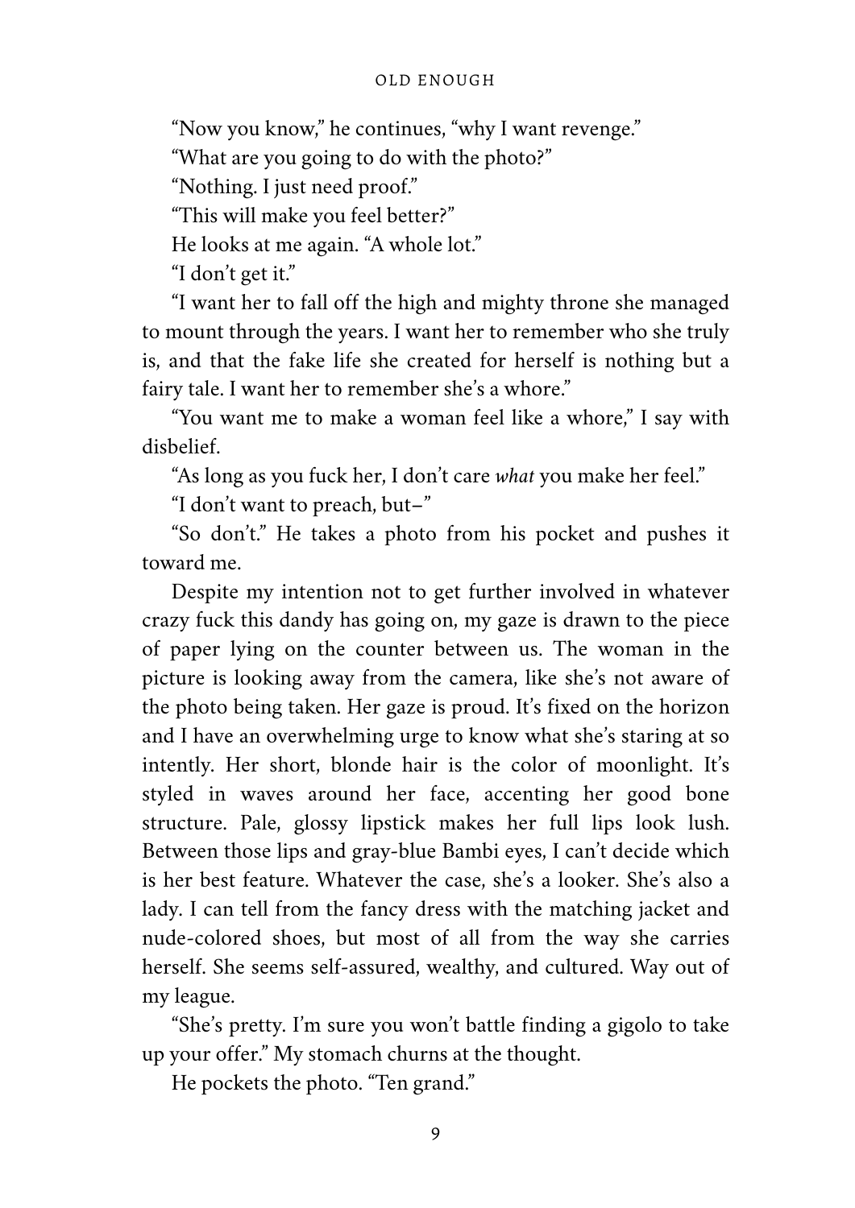"Now you know," he continues, "why I want revenge."

"What are you going to do with the photo?"

"Nothing. I just need proof."

"This will make you feel better?"

He looks at me again. "A whole lot."

"I don't get it."

"I want her to fall off the high and mighty throne she managed to mount through the years. I want her to remember who she truly is, and that the fake life she created for herself is nothing but a fairy tale. I want her to remember she's a whore."

"You want me to make a woman feel like a whore," I say with disbelief.

"As long as you fuck her, I don't care *what* you make her feel."

"I don't want to preach, but–"

"So don't." He takes a photo from his pocket and pushes it toward me.

Despite my intention not to get further involved in whatever crazy fuck this dandy has going on, my gaze is drawn to the piece of paper lying on the counter between us. The woman in the picture is looking away from the camera, like she's not aware of the photo being taken. Her gaze is proud. It's fixed on the horizon and I have an overwhelming urge to know what she's staring at so intently. Her short, blonde hair is the color of moonlight. It's styled in waves around her face, accenting her good bone structure. Pale, glossy lipstick makes her full lips look lush. Between those lips and gray-blue Bambi eyes, I can't decide which is her best feature. Whatever the case, she's a looker. She's also a lady. I can tell from the fancy dress with the matching jacket and nude-colored shoes, but most of all from the way she carries herself. She seems self-assured, wealthy, and cultured. Way out of my league.

"She's pretty. I'm sure you won't battle finding a gigolo to take up your offer." My stomach churns at the thought.

He pockets the photo. "Ten grand."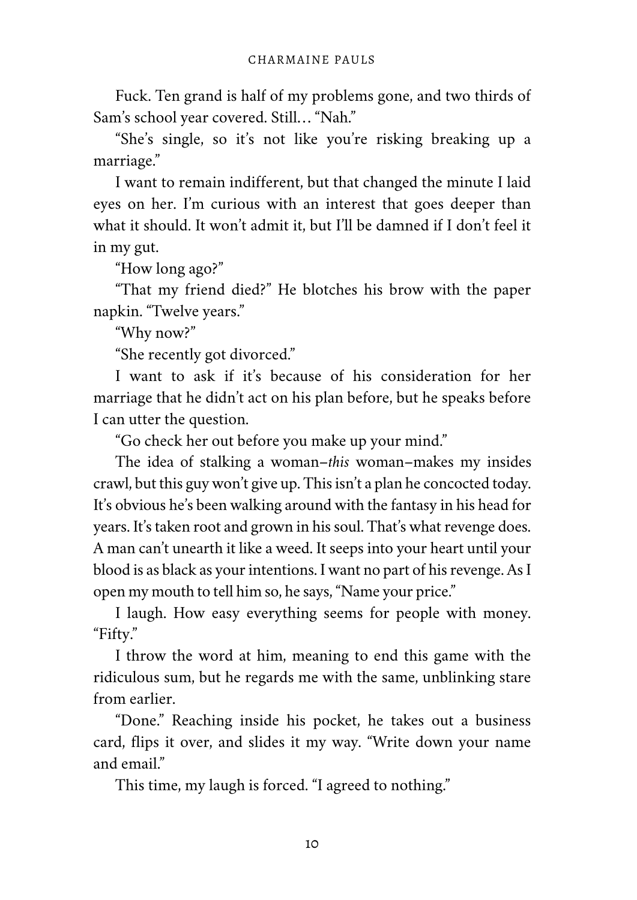Fuck. Ten grand is half of my problems gone, and two thirds of Sam's school year covered. Still… "Nah."

"She's single, so it's not like you're risking breaking up a marriage."

I want to remain indifferent, but that changed the minute I laid eyes on her. I'm curious with an interest that goes deeper than what it should. It won't admit it, but I'll be damned if I don't feel it in my gut.

"How long ago?"

"That my friend died?" He blotches his brow with the paper napkin. "Twelve years."

"Why now?"

"She recently got divorced."

I want to ask if it's because of his consideration for her marriage that he didn't act on his plan before, but he speaks before I can utter the question.

"Go check her out before you make up your mind."

The idea of stalking a woman–*this* woman–makes my insides crawl, but this guy won't give up. This isn't a plan he concocted today. It's obvious he's been walking around with the fantasy in his head for years. It's taken root and grown in his soul. That's what revenge does. A man can't unearth it like a weed. It seeps into your heart until your blood is as black as your intentions. I want no part of his revenge. As I open my mouth to tell him so, he says, "Name your price."

I laugh. How easy everything seems for people with money. "Fifty."

I throw the word at him, meaning to end this game with the ridiculous sum, but he regards me with the same, unblinking stare from earlier.

"Done." Reaching inside his pocket, he takes out a business card, flips it over, and slides it my way. "Write down your name and email."

This time, my laugh is forced. "I agreed to nothing."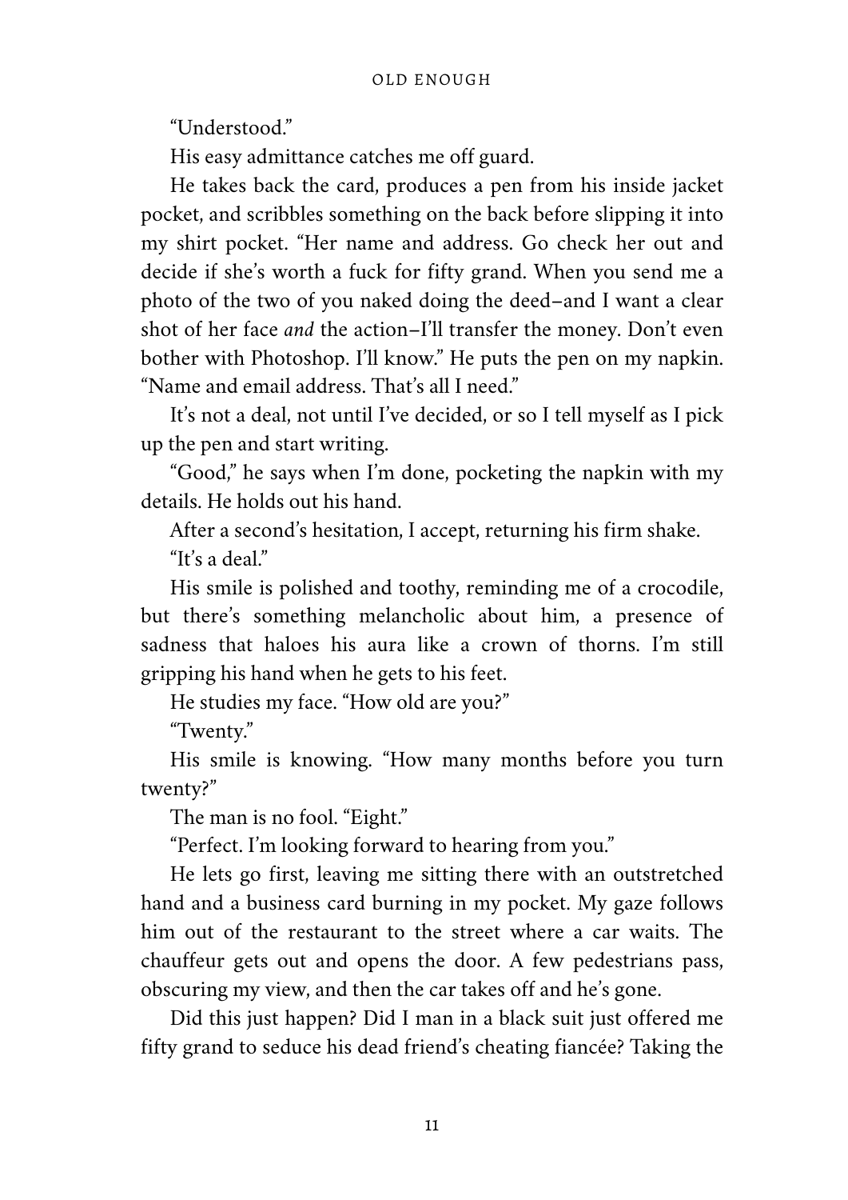"Understood."

His easy admittance catches me off guard.

He takes back the card, produces a pen from his inside jacket pocket, and scribbles something on the back before slipping it into my shirt pocket. "Her name and address. Go check her out and decide if she's worth a fuck for fifty grand. When you send me a photo of the two of you naked doing the deed–and I want a clear shot of her face *and* the action–I'll transfer the money. Don't even bother with Photoshop. I'll know." He puts the pen on my napkin. "Name and email address. That's all I need."

It's not a deal, not until I've decided, or so I tell myself as I pick up the pen and start writing.

"Good," he says when I'm done, pocketing the napkin with my details. He holds out his hand.

After a second's hesitation, I accept, returning his firm shake.

"It's a deal."

His smile is polished and toothy, reminding me of a crocodile, but there's something melancholic about him, a presence of sadness that haloes his aura like a crown of thorns. I'm still gripping his hand when he gets to his feet.

He studies my face. "How old are you?"

"Twenty."

His smile is knowing. "How many months before you turn twenty?"

The man is no fool. "Eight."

"Perfect. I'm looking forward to hearing from you."

He lets go first, leaving me sitting there with an outstretched hand and a business card burning in my pocket. My gaze follows him out of the restaurant to the street where a car waits. The chauffeur gets out and opens the door. A few pedestrians pass, obscuring my view, and then the car takes off and he's gone.

Did this just happen? Did I man in a black suit just offered me fifty grand to seduce his dead friend's cheating fiancée? Taking the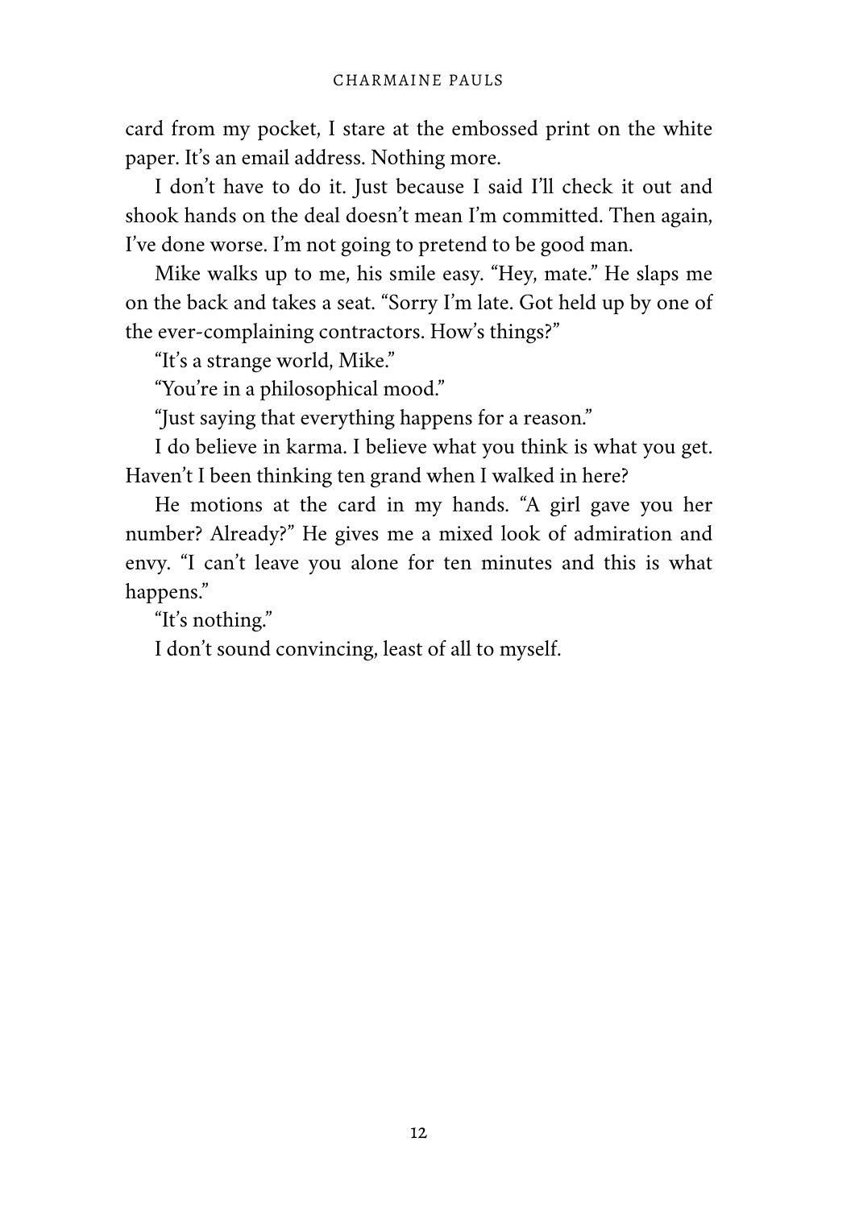card from my pocket, I stare at the embossed print on the white paper. It's an email address. Nothing more.

I don't have to do it. Just because I said I'll check it out and shook hands on the deal doesn't mean I'm committed. Then again, I've done worse. I'm not going to pretend to be good man.

Mike walks up to me, his smile easy. "Hey, mate." He slaps me on the back and takes a seat. "Sorry I'm late. Got held up by one of the ever-complaining contractors. How's things?"

"It's a strange world, Mike."

"You're in a philosophical mood."

"Just saying that everything happens for a reason."

I do believe in karma. I believe what you think is what you get. Haven't I been thinking ten grand when I walked in here?

He motions at the card in my hands. "A girl gave you her number? Already?" He gives me a mixed look of admiration and envy. "I can't leave you alone for ten minutes and this is what happens."

"It's nothing."

I don't sound convincing, least of all to myself.